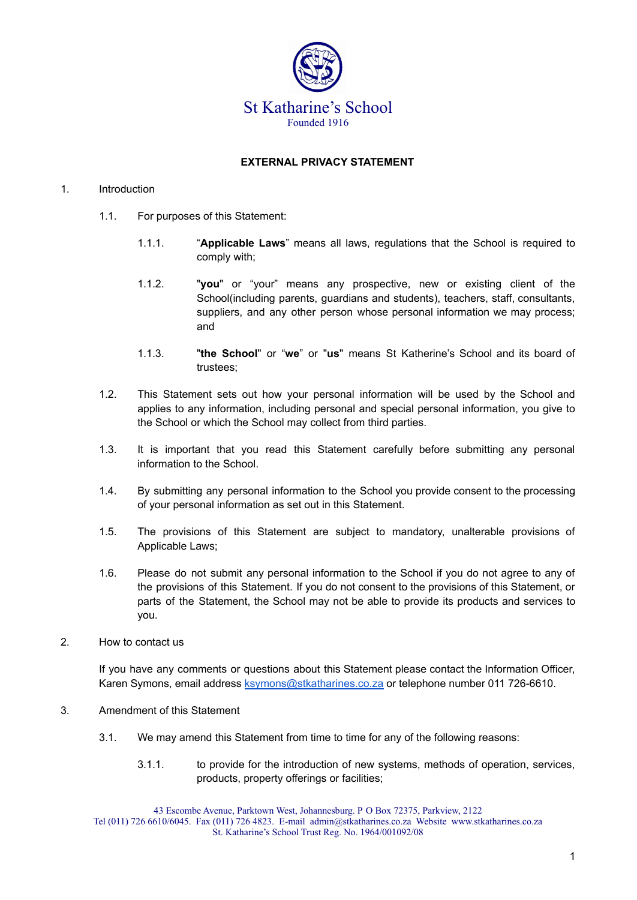St Katharine's School

Founded 1916

# EXTERNAL PRIVACY STATEMENT

1. Introduction

   1.1. For purposes of this Statement:

      1.1.1. "**Applicable Laws**" means all laws, regulations that the School is required to comply with;

      1.1.2. "**you**" or "your" means any prospective, new or existing client of the School(including parents, guardians and students), teachers, staff, consultants, suppliers, and any other person whose personal information we may process; and

      1.1.3. "**the School**" or "**we**" or "**us**" means St Katherine's School and its board of trustees;

   1.2. This Statement sets out how your personal information will be used by the School and applies to any information, including personal and special personal information, you give to the School or which the School may collect from third parties.

   1.3. It is important that you read this Statement carefully before submitting any personal information to the School.

   1.4. By submitting any personal information to the School you provide consent to the processing of your personal information as set out in this Statement.

   1.5. The provisions of this Statement are subject to mandatory, unalterable provisions of Applicable Laws;

   1.6. Please do not submit any personal information to the School if you do not agree to any of the provisions of this Statement. If you do not consent to the provisions of this Statement, or parts of the Statement, the School may not be able to provide its products and services to you.

2. How to contact us

   If you have any comments or questions about this Statement please contact the Information Officer, Karen Symons, email address [ksymons@stkatharines.co.za](mailto:ksymons@stkatharines.co.za) or telephone number 011 726-6610.

3. Amendment of this Statement

   3.1. We may amend this Statement from time to time for any of the following reasons:

      3.1.1. to provide for the introduction of new systems, methods of operation, services, products, property offerings or facilities;

43 Escombe Avenue, Parktown West, Johannesburg. P O Box 72375, Parkview, 2122
Tel (011) 726 6610/6045. Fax (011) 726 4823. E-mail admin@stkatharines.co.za Website www.stkatharines.co.za
St. Katharine's School Trust Reg. No. 1964/001092/08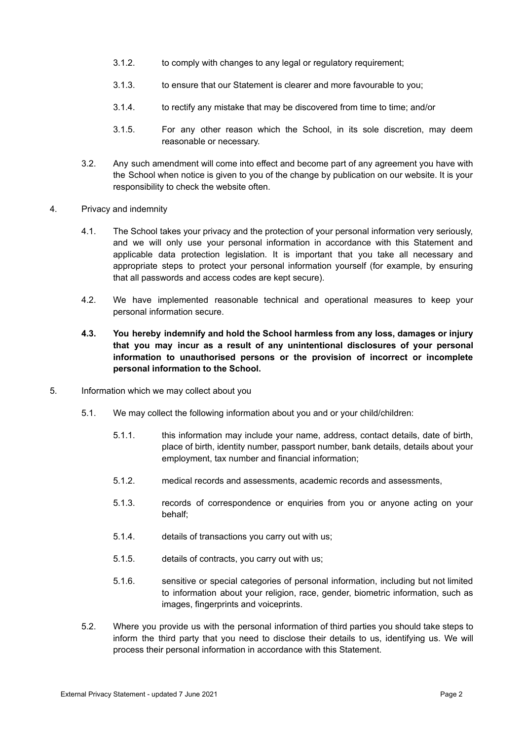3.1.2. to comply with changes to any legal or regulatory requirement;

3.1.3. to ensure that our Statement is clearer and more favourable to you;

3.1.4. to rectify any mistake that may be discovered from time to time; and/or

3.1.5. For any other reason which the School, in its sole discretion, may deem reasonable or necessary.

3.2. Any such amendment will come into effect and become part of any agreement you have with the School when notice is given to you of the change by publication on our website. It is your responsibility to check the website often.

4. Privacy and indemnity

4.1. The School takes your privacy and the protection of your personal information very seriously, and we will only use your personal information in accordance with this Statement and applicable data protection legislation. It is important that you take all necessary and appropriate steps to protect your personal information yourself (for example, by ensuring that all passwords and access codes are kept secure).

4.2. We have implemented reasonable technical and operational measures to keep your personal information secure.

**4.3. You hereby indemnify and hold the School harmless from any loss, damages or injury that you may incur as a result of any unintentional disclosures of your personal information to unauthorised persons or the provision of incorrect or incomplete personal information to the School.**

5. Information which we may collect about you

5.1. We may collect the following information about you and or your child/children:

5.1.1. this information may include your name, address, contact details, date of birth, place of birth, identity number, passport number, bank details, details about your employment, tax number and financial information;

5.1.2. medical records and assessments, academic records and assessments,

5.1.3. records of correspondence or enquiries from you or anyone acting on your behalf;

5.1.4. details of transactions you carry out with us;

5.1.5. details of contracts, you carry out with us;

5.1.6. sensitive or special categories of personal information, including but not limited to information about your religion, race, gender, biometric information, such as images, fingerprints and voiceprints.

5.2. Where you provide us with the personal information of third parties you should take steps to inform the third party that you need to disclose their details to us, identifying us. We will process their personal information in accordance with this Statement.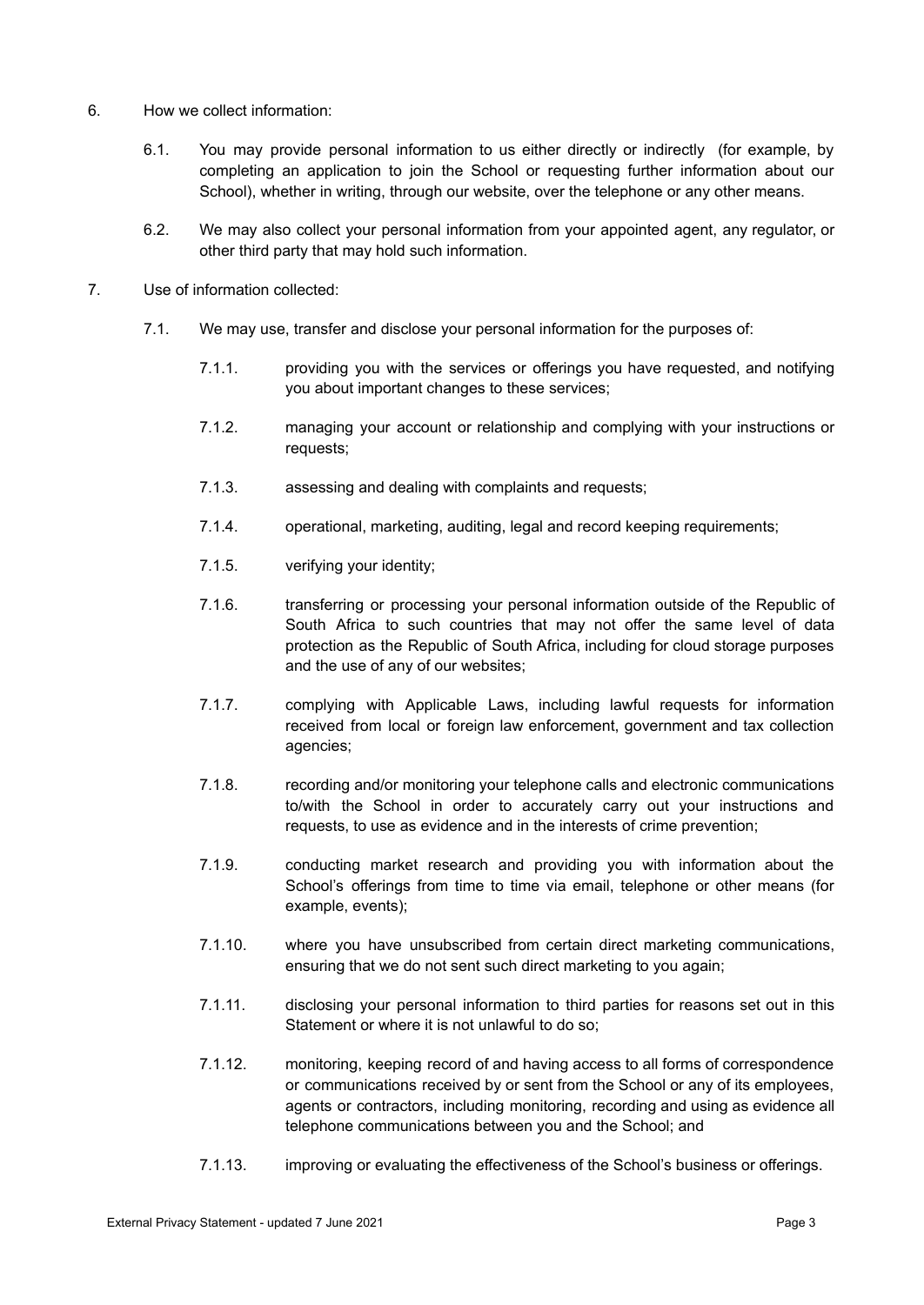6. How we collect information:

   6.1. You may provide personal information to us either directly or indirectly (for example, by completing an application to join the School or requesting further information about our School), whether in writing, through our website, over the telephone or any other means.

   6.2. We may also collect your personal information from your appointed agent, any regulator, or other third party that may hold such information.

7. Use of information collected:

   7.1. We may use, transfer and disclose your personal information for the purposes of:

      7.1.1. providing you with the services or offerings you have requested, and notifying you about important changes to these services;

      7.1.2. managing your account or relationship and complying with your instructions or requests;

      7.1.3. assessing and dealing with complaints and requests;

      7.1.4. operational, marketing, auditing, legal and record keeping requirements;

      7.1.5. verifying your identity;

      7.1.6. transferring or processing your personal information outside of the Republic of South Africa to such countries that may not offer the same level of data protection as the Republic of South Africa, including for cloud storage purposes and the use of any of our websites;

      7.1.7. complying with Applicable Laws, including lawful requests for information received from local or foreign law enforcement, government and tax collection agencies;

      7.1.8. recording and/or monitoring your telephone calls and electronic communications to/with the School in order to accurately carry out your instructions and requests, to use as evidence and in the interests of crime prevention;

      7.1.9. conducting market research and providing you with information about the School's offerings from time to time via email, telephone or other means (for example, events);

      7.1.10. where you have unsubscribed from certain direct marketing communications, ensuring that we do not sent such direct marketing to you again;

      7.1.11. disclosing your personal information to third parties for reasons set out in this Statement or where it is not unlawful to do so;

      7.1.12. monitoring, keeping record of and having access to all forms of correspondence or communications received by or sent from the School or any of its employees, agents or contractors, including monitoring, recording and using as evidence all telephone communications between you and the School; and

      7.1.13. improving or evaluating the effectiveness of the School's business or offerings.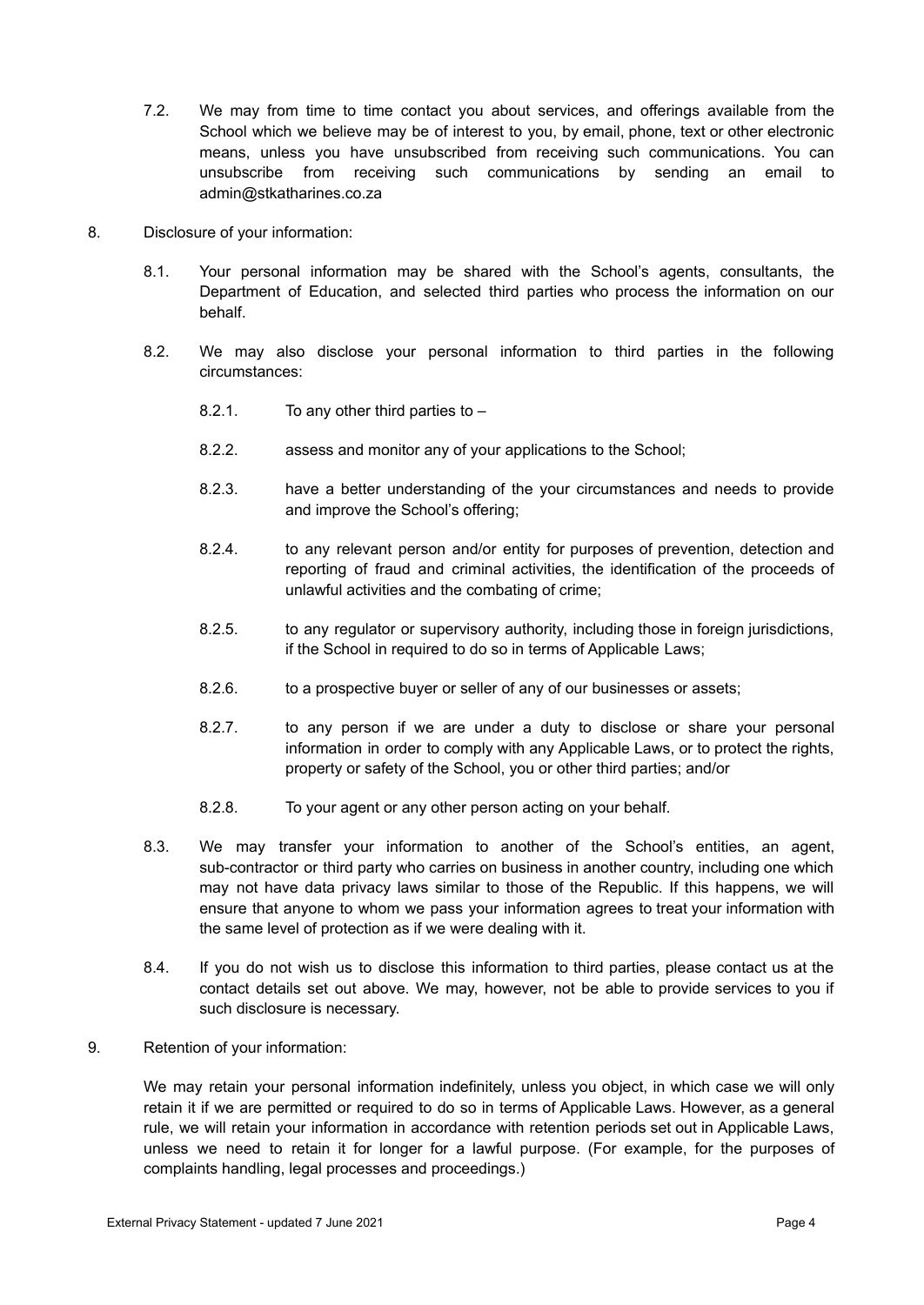7.2. We may from time to time contact you about services, and offerings available from the School which we believe may be of interest to you, by email, phone, text or other electronic means, unless you have unsubscribed from receiving such communications. You can unsubscribe from receiving such communications by sending an email to admin@stkatharines.co.za

8. Disclosure of your information:

8.1. Your personal information may be shared with the School's agents, consultants, the Department of Education, and selected third parties who process the information on our behalf.

8.2. We may also disclose your personal information to third parties in the following circumstances:

8.2.1. To any other third parties to –

8.2.2. assess and monitor any of your applications to the School;

8.2.3. have a better understanding of the your circumstances and needs to provide and improve the School's offering;

8.2.4. to any relevant person and/or entity for purposes of prevention, detection and reporting of fraud and criminal activities, the identification of the proceeds of unlawful activities and the combating of crime;

8.2.5. to any regulator or supervisory authority, including those in foreign jurisdictions, if the School in required to do so in terms of Applicable Laws;

8.2.6. to a prospective buyer or seller of any of our businesses or assets;

8.2.7. to any person if we are under a duty to disclose or share your personal information in order to comply with any Applicable Laws, or to protect the rights, property or safety of the School, you or other third parties; and/or

8.2.8. To your agent or any other person acting on your behalf.

8.3. We may transfer your information to another of the School's entities, an agent, sub-contractor or third party who carries on business in another country, including one which may not have data privacy laws similar to those of the Republic. If this happens, we will ensure that anyone to whom we pass your information agrees to treat your information with the same level of protection as if we were dealing with it.

8.4. If you do not wish us to disclose this information to third parties, please contact us at the contact details set out above. We may, however, not be able to provide services to you if such disclosure is necessary.

9. Retention of your information:

We may retain your personal information indefinitely, unless you object, in which case we will only retain it if we are permitted or required to do so in terms of Applicable Laws. However, as a general rule, we will retain your information in accordance with retention periods set out in Applicable Laws, unless we need to retain it for longer for a lawful purpose. (For example, for the purposes of complaints handling, legal processes and proceedings.)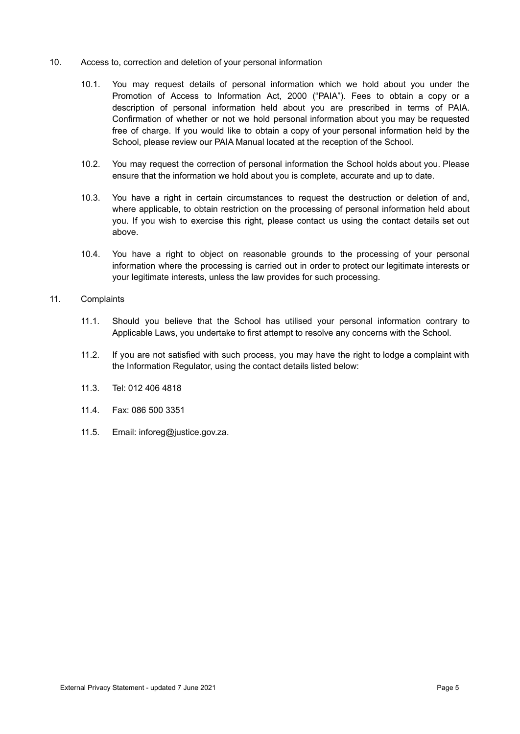10. Access to, correction and deletion of your personal information

10.1. You may request details of personal information which we hold about you under the Promotion of Access to Information Act, 2000 ("PAIA"). Fees to obtain a copy or a description of personal information held about you are prescribed in terms of PAIA. Confirmation of whether or not we hold personal information about you may be requested free of charge. If you would like to obtain a copy of your personal information held by the School, please review our PAIA Manual located at the reception of the School.

10.2. You may request the correction of personal information the School holds about you. Please ensure that the information we hold about you is complete, accurate and up to date.

10.3. You have a right in certain circumstances to request the destruction or deletion of and, where applicable, to obtain restriction on the processing of personal information held about you. If you wish to exercise this right, please contact us using the contact details set out above.

10.4. You have a right to object on reasonable grounds to the processing of your personal information where the processing is carried out in order to protect our legitimate interests or your legitimate interests, unless the law provides for such processing.

11. Complaints

11.1. Should you believe that the School has utilised your personal information contrary to Applicable Laws, you undertake to first attempt to resolve any concerns with the School.

11.2. If you are not satisfied with such process, you may have the right to lodge a complaint with the Information Regulator, using the contact details listed below:

11.3. Tel: 012 406 4818

11.4. Fax: 086 500 3351

11.5. Email: inforeg@justice.gov.za.